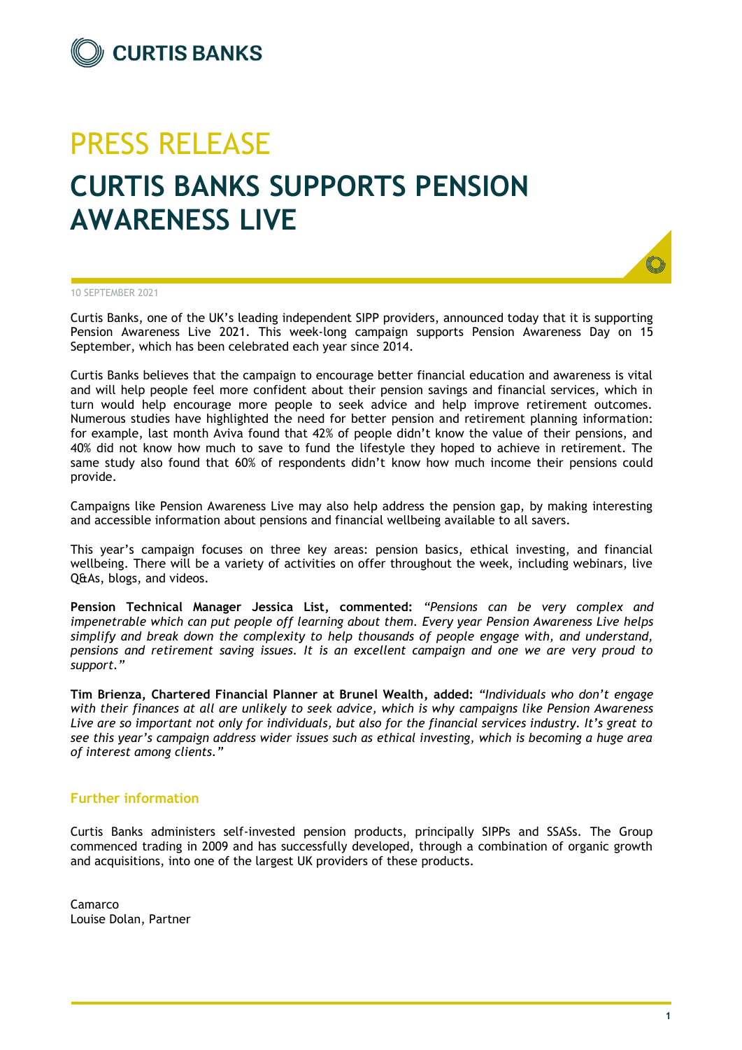CURTIS BANKS

# PRESS RELEASE

# CURTIS BANKS SUPPORTS PENSION AWARENESS LIVE

10 SEPTEMBER 2021

Curtis Banks, one of the UK's leading independent SIPP providers, announced today that it is supporting Pension Awareness Live 2021. This week-long campaign supports Pension Awareness Day on 15 September, which has been celebrated each year since 2014.

Curtis Banks believes that the campaign to encourage better financial education and awareness is vital and will help people feel more confident about their pension savings and financial services, which in turn would help encourage more people to seek advice and help improve retirement outcomes. Numerous studies have highlighted the need for better pension and retirement planning information: for example, last month Aviva found that 42% of people didn't know the value of their pensions, and 40% did not know how much to save to fund the lifestyle they hoped to achieve in retirement. The same study also found that 60% of respondents didn't know how much income their pensions could provide.

Campaigns like Pension Awareness Live may also help address the pension gap, by making interesting and accessible information about pensions and financial wellbeing available to all savers.

This year's campaign focuses on three key areas: pension basics, ethical investing, and financial wellbeing. There will be a variety of activities on offer throughout the week, including webinars, live Q&As, blogs, and videos.

**Pension Technical Manager Jessica List, commented:** *"Pensions can be very complex and impenetrable which can put people off learning about them. Every year Pension Awareness Live helps simplify and break down the complexity to help thousands of people engage with, and understand, pensions and retirement saving issues. It is an excellent campaign and one we are very proud to support."*

**Tim Brienza, Chartered Financial Planner at Brunel Wealth, added:** *"Individuals who don't engage with their finances at all are unlikely to seek advice, which is why campaigns like Pension Awareness Live are so important not only for individuals, but also for the financial services industry. It's great to see this year's campaign address wider issues such as ethical investing, which is becoming a huge area of interest among clients."*

## Further information

Curtis Banks administers self-invested pension products, principally SIPPs and SSASs. The Group commenced trading in 2009 and has successfully developed, through a combination of organic growth and acquisitions, into one of the largest UK providers of these products.

Camarco
Louise Dolan, Partner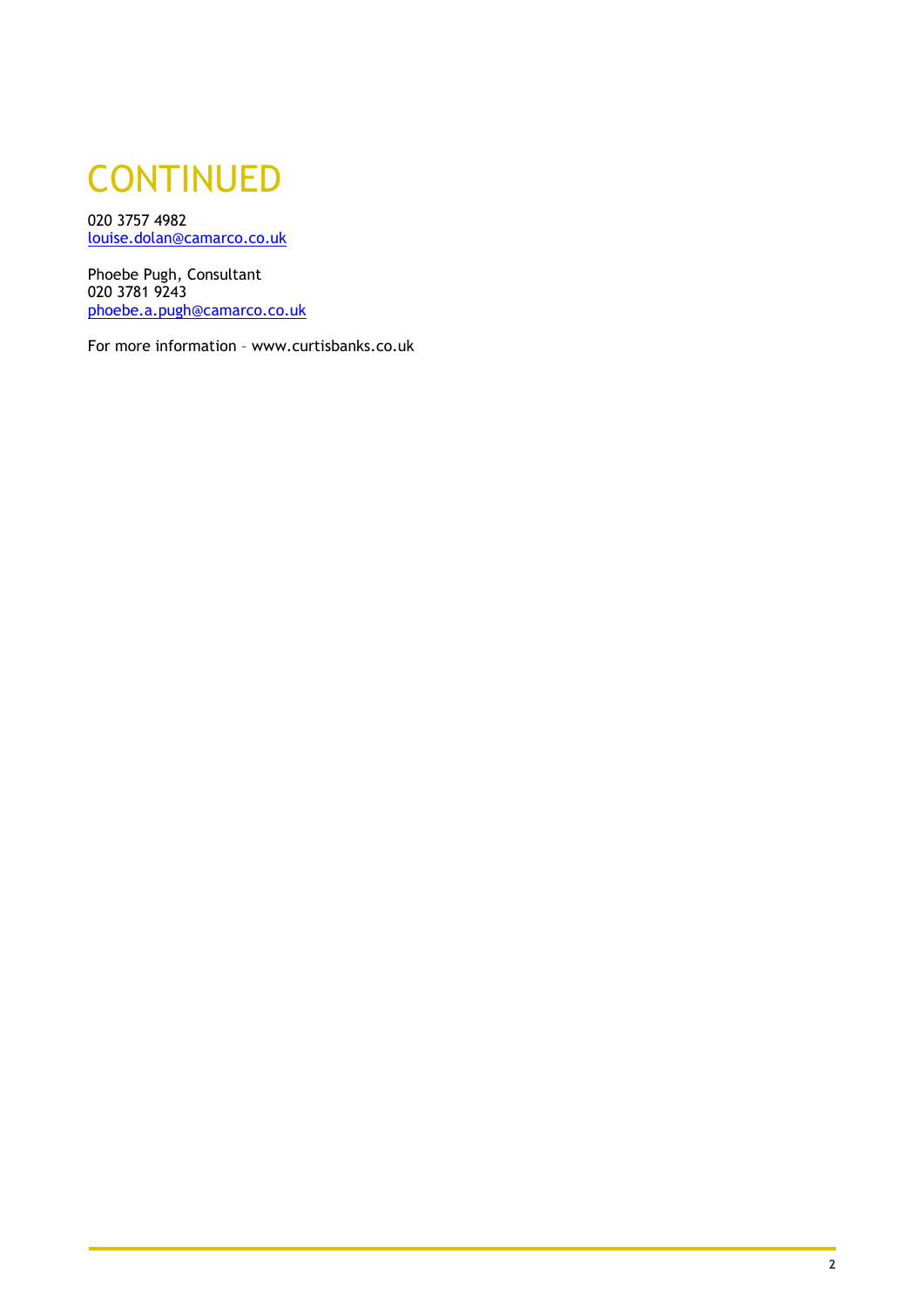# CONTINUED

020 3757 4982  
louise.dolan@camarco.co.uk

Phoebe Pugh, Consultant  
020 3781 9243  
phoebe.a.pugh@camarco.co.uk

For more information – www.curtisbanks.co.uk